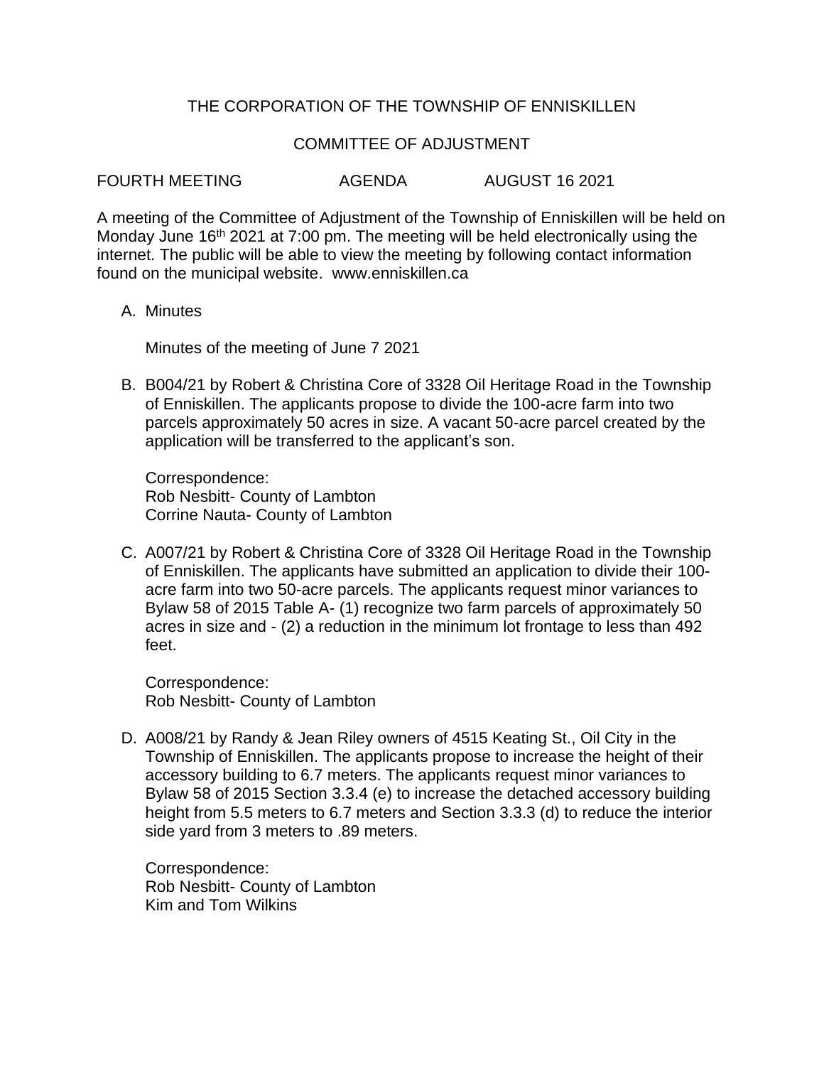# THE CORPORATION OF THE TOWNSHIP OF ENNISKILLEN

## COMMITTEE OF ADJUSTMENT

FOURTH MEETING AGENDA AUGUST 16 2021

A meeting of the Committee of Adjustment of the Township of Enniskillen will be held on Monday June 16th 2021 at 7:00 pm. The meeting will be held electronically using the internet. The public will be able to view the meeting by following contact information found on the municipal website. www.enniskillen.ca

A. Minutes

   Minutes of the meeting of June 7 2021

B. B004/21 by Robert & Christina Core of 3328 Oil Heritage Road in the Township of Enniskillen. The applicants propose to divide the 100-acre farm into two parcels approximately 50 acres in size. A vacant 50-acre parcel created by the application will be transferred to the applicant's son.

   Correspondence:
   Rob Nesbitt- County of Lambton
   Corrine Nauta- County of Lambton

C. A007/21 by Robert & Christina Core of 3328 Oil Heritage Road in the Township of Enniskillen. The applicants have submitted an application to divide their 100-acre farm into two 50-acre parcels. The applicants request minor variances to Bylaw 58 of 2015 Table A- (1) recognize two farm parcels of approximately 50 acres in size and - (2) a reduction in the minimum lot frontage to less than 492 feet.

   Correspondence:
   Rob Nesbitt- County of Lambton

D. A008/21 by Randy & Jean Riley owners of 4515 Keating St., Oil City in the Township of Enniskillen. The applicants propose to increase the height of their accessory building to 6.7 meters. The applicants request minor variances to Bylaw 58 of 2015 Section 3.3.4 (e) to increase the detached accessory building height from 5.5 meters to 6.7 meters and Section 3.3.3 (d) to reduce the interior side yard from 3 meters to .89 meters.

   Correspondence:
   Rob Nesbitt- County of Lambton
   Kim and Tom Wilkins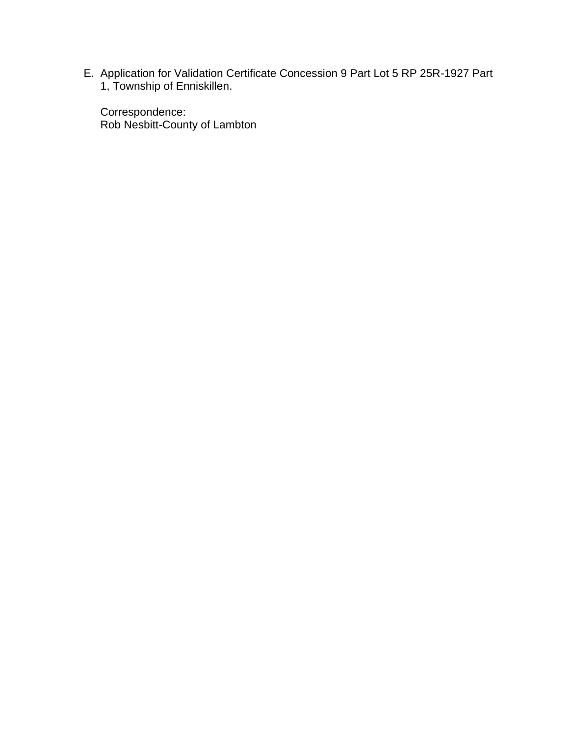E. Application for Validation Certificate Concession 9 Part Lot 5 RP 25R-1927 Part 1, Township of Enniskillen.

   Correspondence:
   Rob Nesbitt-County of Lambton